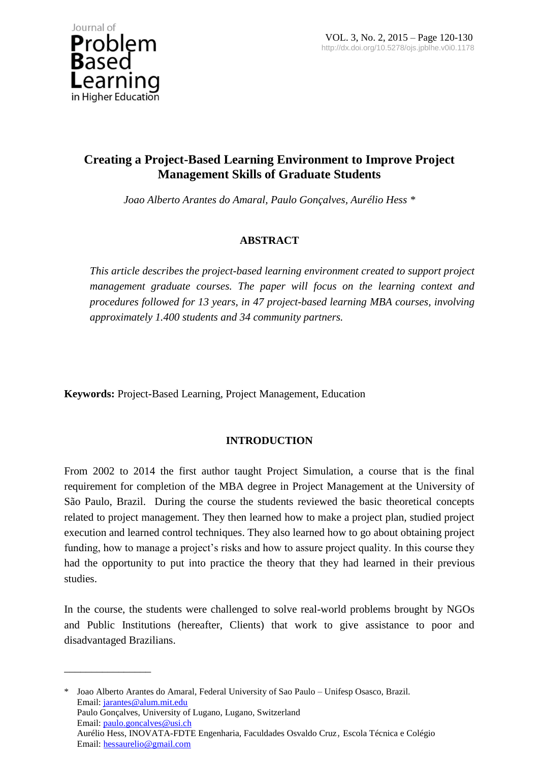# Creating a Project-Based Learning Environment to Improve Project Management Skills of Graduate Students

*Joao Alberto Arantes do Amaral, Paulo Gonçalves, Aurélio Hess \**

## ABSTRACT

*This article describes the project-based learning environment created to support project management graduate courses. The paper will focus on the learning context and procedures followed for 13 years, in 47 project-based learning MBA courses, involving approximately 1.400 students and 34 community partners.*

**Keywords:** Project-Based Learning, Project Management, Education

## INTRODUCTION

From 2002 to 2014 the first author taught Project Simulation, a course that is the final requirement for completion of the MBA degree in Project Management at the University of São Paulo, Brazil. During the course the students reviewed the basic theoretical concepts related to project management. They then learned how to make a project plan, studied project execution and learned control techniques. They also learned how to go about obtaining project funding, how to manage a project's risks and how to assure project quality. In this course they had the opportunity to put into practice the theory that they had learned in their previous studies.

In the course, the students were challenged to solve real-world problems brought by NGOs and Public Institutions (hereafter, Clients) that work to give assistance to poor and disadvantaged Brazilians.

---

\* Joao Alberto Arantes do Amaral, Federal University of Sao Paulo – Unifesp Osasco, Brazil.
Email: jarantes@alum.mit.edu
Paulo Gonçalves, University of Lugano, Lugano, Switzerland
Email: paulo.goncalves@usi.ch
Aurélio Hess, INOVATA-FDTE Engenharia, Faculdades Osvaldo Cruz, Escola Técnica e Colégio
Email: hessaurelio@gmail.com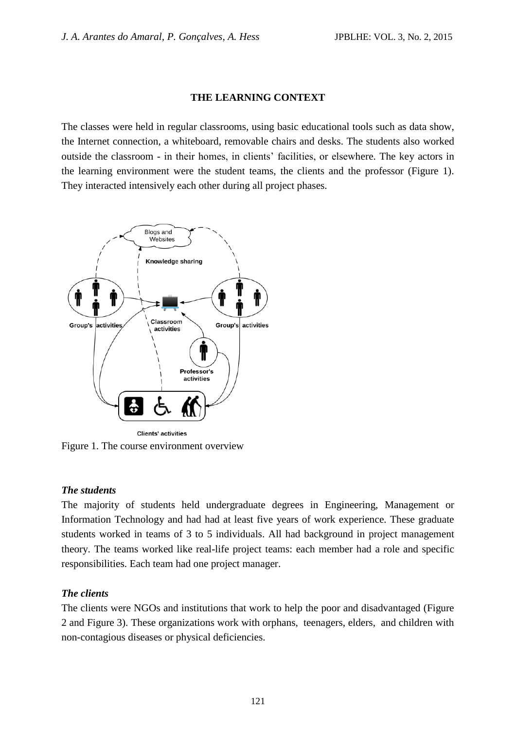## THE LEARNING CONTEXT

The classes were held in regular classrooms, using basic educational tools such as data show, the Internet connection, a whiteboard, removable chairs and desks. The students also worked outside the classroom - in their homes, in clients' facilities, or elsewhere. The key actors in the learning environment were the student teams, the clients and the professor (Figure 1). They interacted intensively each other during all project phases.

Figure 1. The course environment overview

### *The students*

The majority of students held undergraduate degrees in Engineering, Management or Information Technology and had had at least five years of work experience. These graduate students worked in teams of 3 to 5 individuals. All had background in project management theory. The teams worked like real-life project teams: each member had a role and specific responsibilities. Each team had one project manager.

### *The clients*

The clients were NGOs and institutions that work to help the poor and disadvantaged (Figure 2 and Figure 3). These organizations work with orphans, teenagers, elders, and children with non-contagious diseases or physical deficiencies.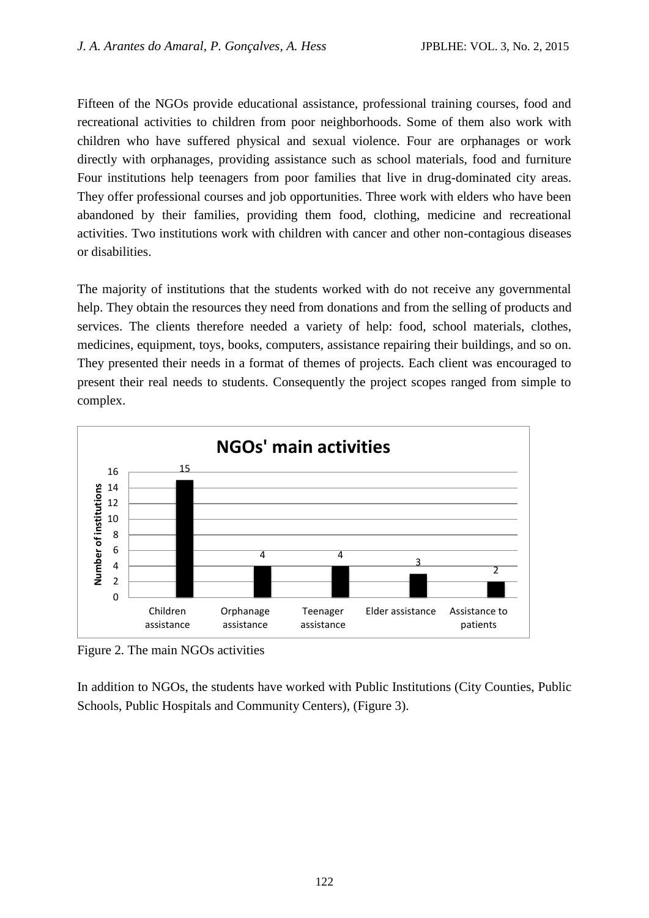Fifteen of the NGOs provide educational assistance, professional training courses, food and recreational activities to children from poor neighborhoods. Some of them also work with children who have suffered physical and sexual violence. Four are orphanages or work directly with orphanages, providing assistance such as school materials, food and furniture Four institutions help teenagers from poor families that live in drug-dominated city areas. They offer professional courses and job opportunities. Three work with elders who have been abandoned by their families, providing them food, clothing, medicine and recreational activities. Two institutions work with children with cancer and other non-contagious diseases or disabilities.

The majority of institutions that the students worked with do not receive any governmental help. They obtain the resources they need from donations and from the selling of products and services. The clients therefore needed a variety of help: food, school materials, clothes, medicines, equipment, toys, books, computers, assistance repairing their buildings, and so on. They presented their needs in a format of themes of projects. Each client was encouraged to present their real needs to students. Consequently the project scopes ranged from simple to complex.

**NGOs' main activities**

| Activity | Number of institutions |
|---|---|
| Children assistance | 15 |
| Orphanage assistance | 4 |
| Teenager assistance | 4 |
| Elder assistance | 3 |
| Assistance to patients | 2 |

Figure 2. The main NGOs activities

In addition to NGOs, the students have worked with Public Institutions (City Counties, Public Schools, Public Hospitals and Community Centers), (Figure 3).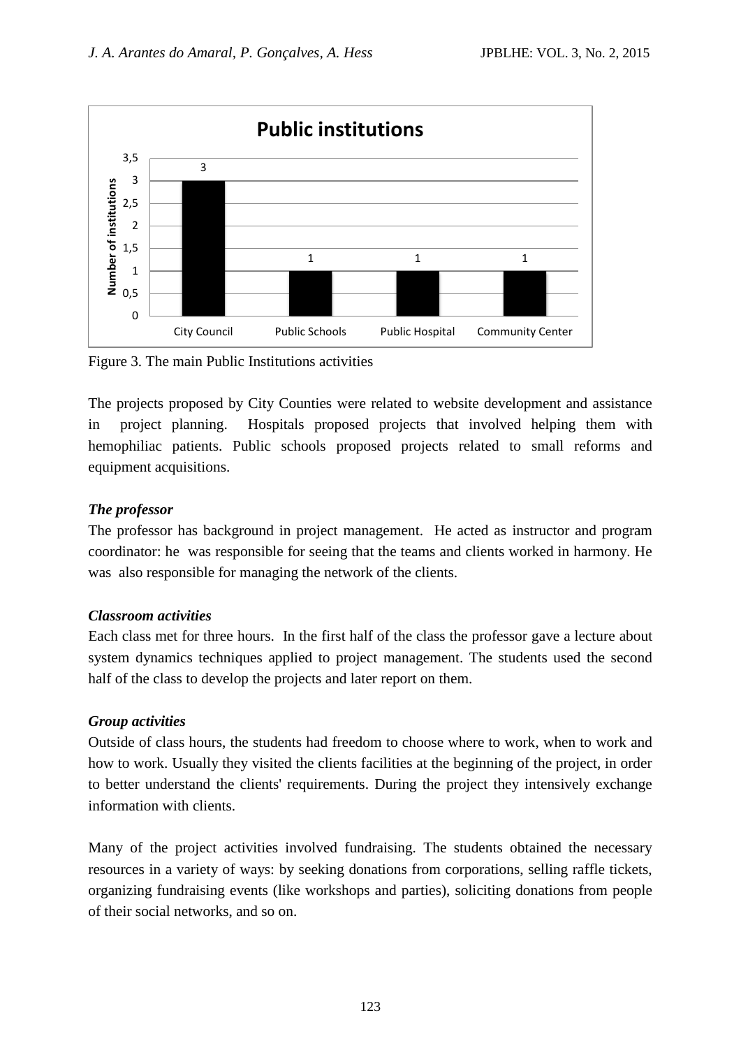Figure 3. The main Public Institutions activities

The projects proposed by City Counties were related to website development and assistance in project planning. Hospitals proposed projects that involved helping them with hemophiliac patients. Public schools proposed projects related to small reforms and equipment acquisitions.

### *The professor*

The professor has background in project management. He acted as instructor and program coordinator: he was responsible for seeing that the teams and clients worked in harmony. He was also responsible for managing the network of the clients.

### *Classroom activities*

Each class met for three hours. In the first half of the class the professor gave a lecture about system dynamics techniques applied to project management. The students used the second half of the class to develop the projects and later report on them.

### *Group activities*

Outside of class hours, the students had freedom to choose where to work, when to work and how to work. Usually they visited the clients facilities at the beginning of the project, in order to better understand the clients' requirements. During the project they intensively exchange information with clients.

Many of the project activities involved fundraising. The students obtained the necessary resources in a variety of ways: by seeking donations from corporations, selling raffle tickets, organizing fundraising events (like workshops and parties), soliciting donations from people of their social networks, and so on.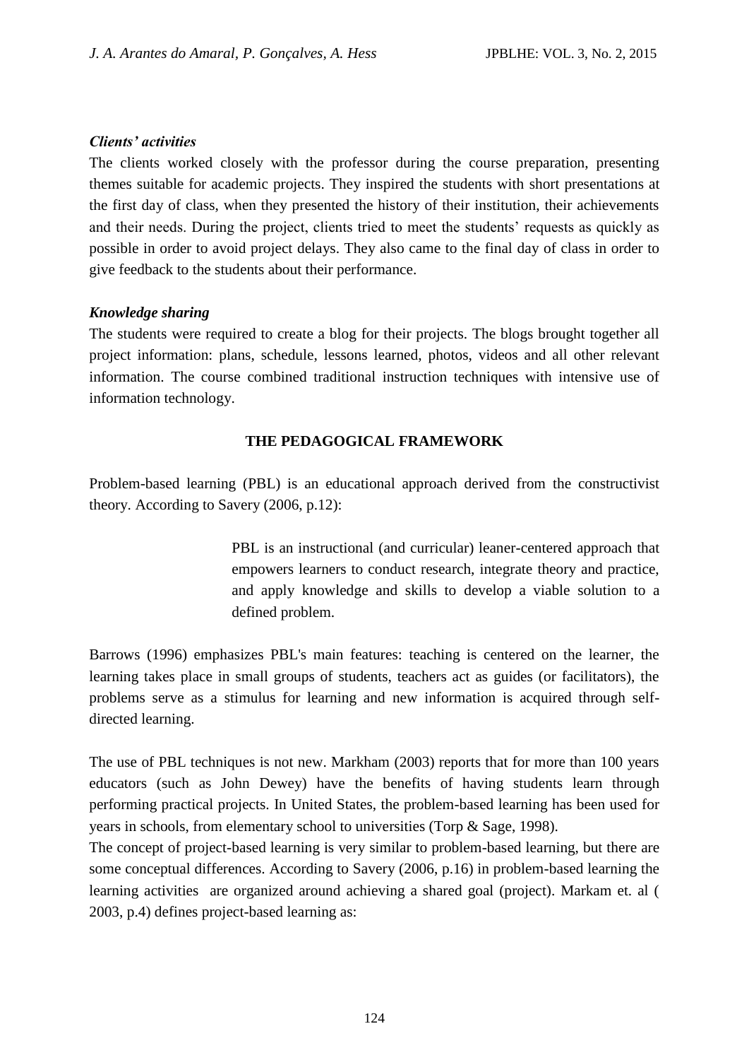### *Clients' activities*

The clients worked closely with the professor during the course preparation, presenting themes suitable for academic projects. They inspired the students with short presentations at the first day of class, when they presented the history of their institution, their achievements and their needs. During the project, clients tried to meet the students' requests as quickly as possible in order to avoid project delays. They also came to the final day of class in order to give feedback to the students about their performance.

### *Knowledge sharing*

The students were required to create a blog for their projects. The blogs brought together all project information: plans, schedule, lessons learned, photos, videos and all other relevant information. The course combined traditional instruction techniques with intensive use of information technology.

## THE PEDAGOGICAL FRAMEWORK

Problem-based learning (PBL) is an educational approach derived from the constructivist theory. According to Savery (2006, p.12):

> PBL is an instructional (and curricular) leaner-centered approach that empowers learners to conduct research, integrate theory and practice, and apply knowledge and skills to develop a viable solution to a defined problem.

Barrows (1996) emphasizes PBL's main features: teaching is centered on the learner, the learning takes place in small groups of students, teachers act as guides (or facilitators), the problems serve as a stimulus for learning and new information is acquired through self-directed learning.

The use of PBL techniques is not new. Markham (2003) reports that for more than 100 years educators (such as John Dewey) have the benefits of having students learn through performing practical projects. In United States, the problem-based learning has been used for years in schools, from elementary school to universities (Torp & Sage, 1998).

The concept of project-based learning is very similar to problem-based learning, but there are some conceptual differences. According to Savery (2006, p.16) in problem-based learning the learning activities are organized around achieving a shared goal (project). Markam et. al ( 2003, p.4) defines project-based learning as: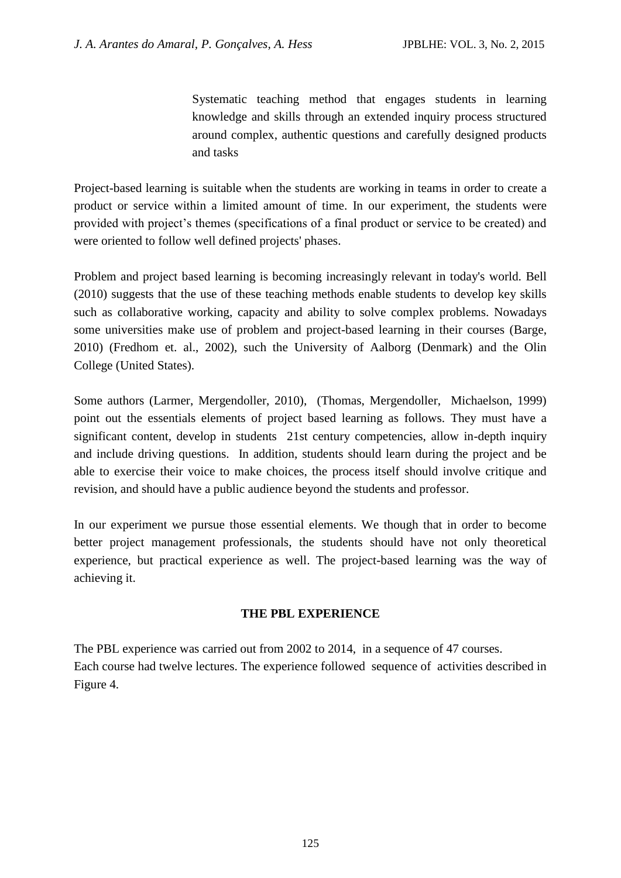> Systematic teaching method that engages students in learning knowledge and skills through an extended inquiry process structured around complex, authentic questions and carefully designed products and tasks

Project-based learning is suitable when the students are working in teams in order to create a product or service within a limited amount of time. In our experiment, the students were provided with project's themes (specifications of a final product or service to be created) and were oriented to follow well defined projects' phases.

Problem and project based learning is becoming increasingly relevant in today's world. Bell (2010) suggests that the use of these teaching methods enable students to develop key skills such as collaborative working, capacity and ability to solve complex problems. Nowadays some universities make use of problem and project-based learning in their courses (Barge, 2010) (Fredhom et. al., 2002), such the University of Aalborg (Denmark) and the Olin College (United States).

Some authors (Larmer, Mergendoller, 2010), (Thomas, Mergendoller, Michaelson, 1999) point out the essentials elements of project based learning as follows. They must have a significant content, develop in students 21st century competencies, allow in-depth inquiry and include driving questions. In addition, students should learn during the project and be able to exercise their voice to make choices, the process itself should involve critique and revision, and should have a public audience beyond the students and professor.

In our experiment we pursue those essential elements. We though that in order to become better project management professionals, the students should have not only theoretical experience, but practical experience as well. The project-based learning was the way of achieving it.

## THE PBL EXPERIENCE

The PBL experience was carried out from 2002 to 2014, in a sequence of 47 courses.
Each course had twelve lectures. The experience followed sequence of activities described in Figure 4.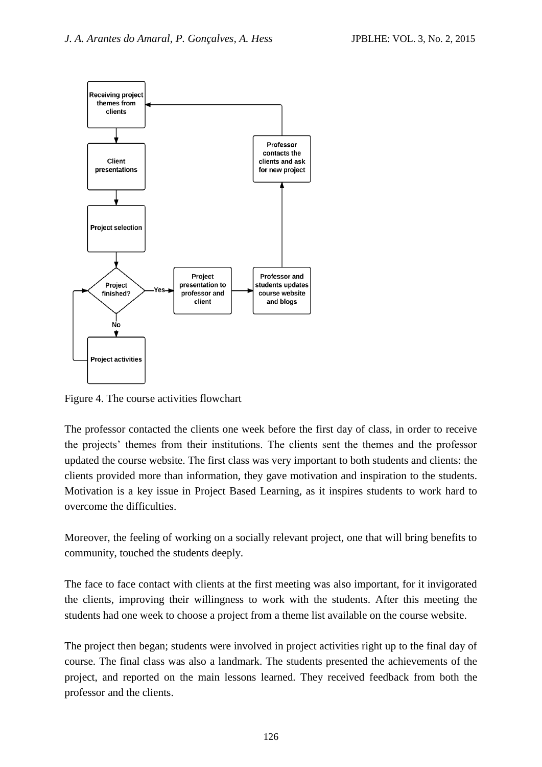Figure 4. The course activities flowchart

The professor contacted the clients one week before the first day of class, in order to receive the projects' themes from their institutions. The clients sent the themes and the professor updated the course website. The first class was very important to both students and clients: the clients provided more than information, they gave motivation and inspiration to the students. Motivation is a key issue in Project Based Learning, as it inspires students to work hard to overcome the difficulties.

Moreover, the feeling of working on a socially relevant project, one that will bring benefits to community, touched the students deeply.

The face to face contact with clients at the first meeting was also important, for it invigorated the clients, improving their willingness to work with the students. After this meeting the students had one week to choose a project from a theme list available on the course website.

The project then began; students were involved in project activities right up to the final day of course. The final class was also a landmark. The students presented the achievements of the project, and reported on the main lessons learned. They received feedback from both the professor and the clients.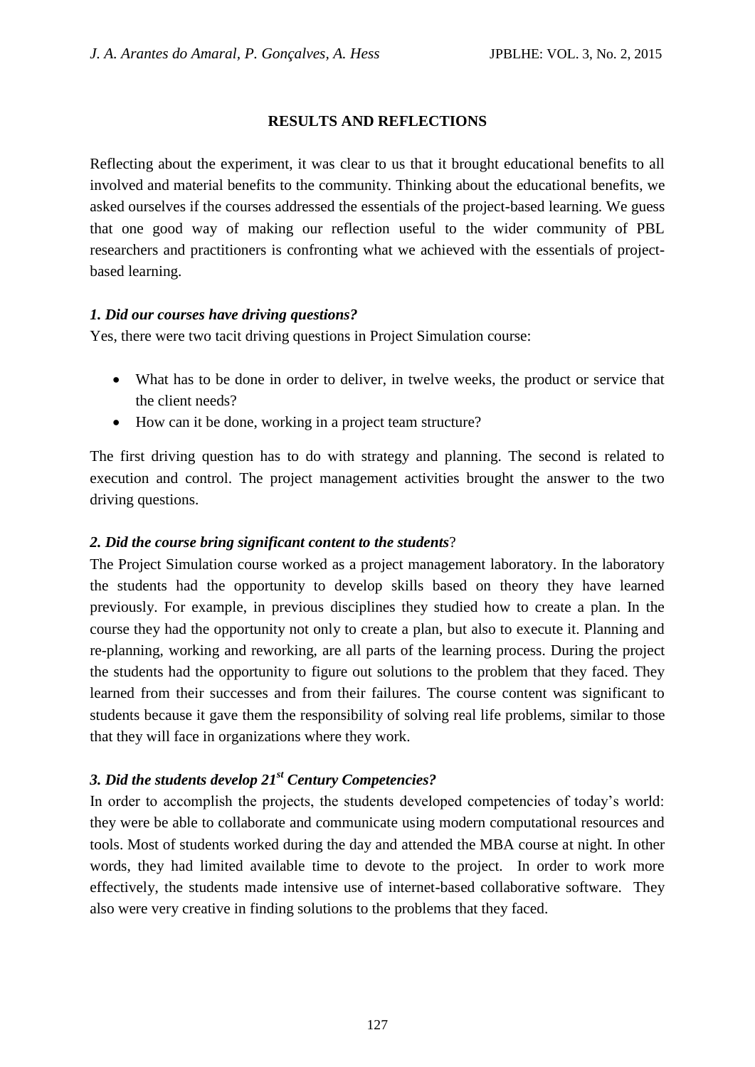## RESULTS AND REFLECTIONS

Reflecting about the experiment, it was clear to us that it brought educational benefits to all involved and material benefits to the community. Thinking about the educational benefits, we asked ourselves if the courses addressed the essentials of the project-based learning. We guess that one good way of making our reflection useful to the wider community of PBL researchers and practitioners is confronting what we achieved with the essentials of project-based learning.

### *1. Did our courses have driving questions?*

Yes, there were two tacit driving questions in Project Simulation course:

- What has to be done in order to deliver, in twelve weeks, the product or service that the client needs?
- How can it be done, working in a project team structure?

The first driving question has to do with strategy and planning. The second is related to execution and control. The project management activities brought the answer to the two driving questions.

### *2. Did the course bring significant content to the students*?

The Project Simulation course worked as a project management laboratory. In the laboratory the students had the opportunity to develop skills based on theory they have learned previously. For example, in previous disciplines they studied how to create a plan. In the course they had the opportunity not only to create a plan, but also to execute it. Planning and re-planning, working and reworking, are all parts of the learning process. During the project the students had the opportunity to figure out solutions to the problem that they faced. They learned from their successes and from their failures. The course content was significant to students because it gave them the responsibility of solving real life problems, similar to those that they will face in organizations where they work.

### *3. Did the students develop 21st Century Competencies?*

In order to accomplish the projects, the students developed competencies of today's world: they were be able to collaborate and communicate using modern computational resources and tools. Most of students worked during the day and attended the MBA course at night. In other words, they had limited available time to devote to the project. In order to work more effectively, the students made intensive use of internet-based collaborative software. They also were very creative in finding solutions to the problems that they faced.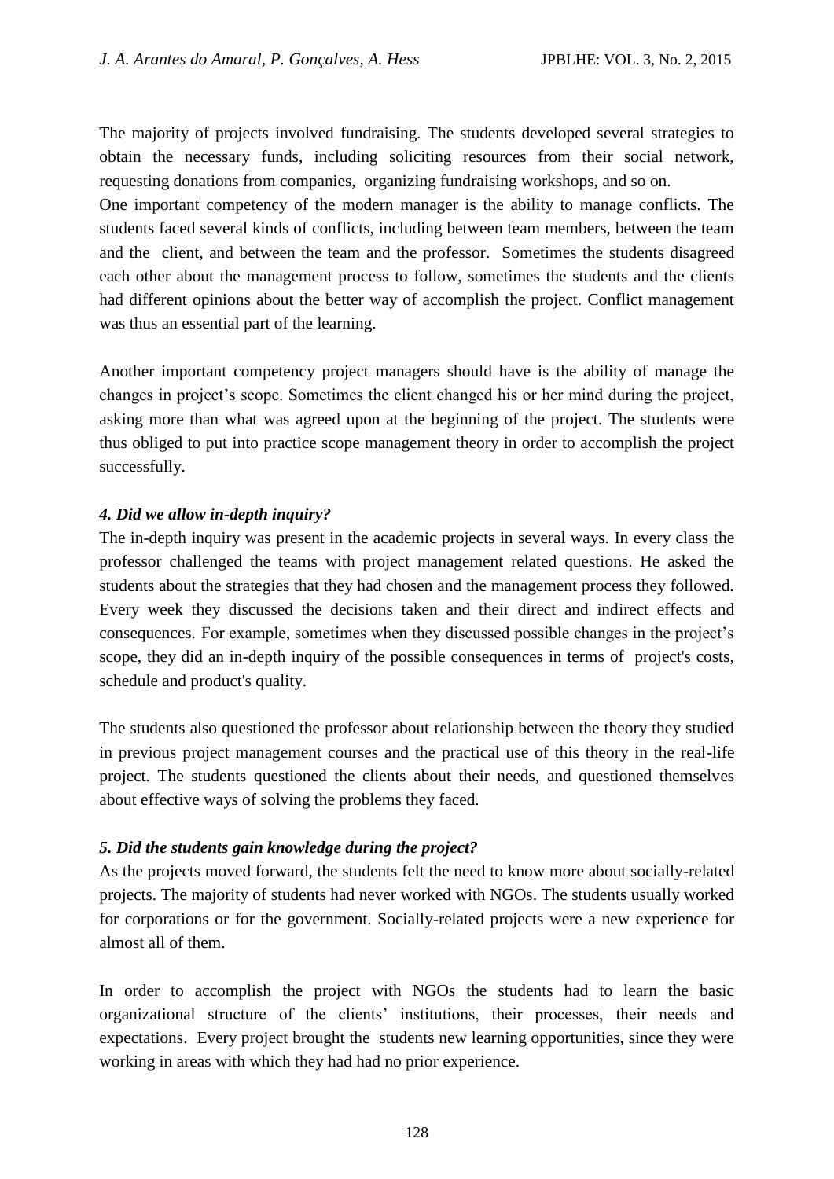The majority of projects involved fundraising. The students developed several strategies to obtain the necessary funds, including soliciting resources from their social network, requesting donations from companies, organizing fundraising workshops, and so on.

One important competency of the modern manager is the ability to manage conflicts. The students faced several kinds of conflicts, including between team members, between the team and the client, and between the team and the professor. Sometimes the students disagreed each other about the management process to follow, sometimes the students and the clients had different opinions about the better way of accomplish the project. Conflict management was thus an essential part of the learning.

Another important competency project managers should have is the ability of manage the changes in project's scope. Sometimes the client changed his or her mind during the project, asking more than what was agreed upon at the beginning of the project. The students were thus obliged to put into practice scope management theory in order to accomplish the project successfully.

### *4. Did we allow in-depth inquiry?*

The in-depth inquiry was present in the academic projects in several ways. In every class the professor challenged the teams with project management related questions. He asked the students about the strategies that they had chosen and the management process they followed. Every week they discussed the decisions taken and their direct and indirect effects and consequences. For example, sometimes when they discussed possible changes in the project's scope, they did an in-depth inquiry of the possible consequences in terms of project's costs, schedule and product's quality.

The students also questioned the professor about relationship between the theory they studied in previous project management courses and the practical use of this theory in the real-life project. The students questioned the clients about their needs, and questioned themselves about effective ways of solving the problems they faced.

### *5. Did the students gain knowledge during the project?*

As the projects moved forward, the students felt the need to know more about socially-related projects. The majority of students had never worked with NGOs. The students usually worked for corporations or for the government. Socially-related projects were a new experience for almost all of them.

In order to accomplish the project with NGOs the students had to learn the basic organizational structure of the clients' institutions, their processes, their needs and expectations. Every project brought the students new learning opportunities, since they were working in areas with which they had had no prior experience.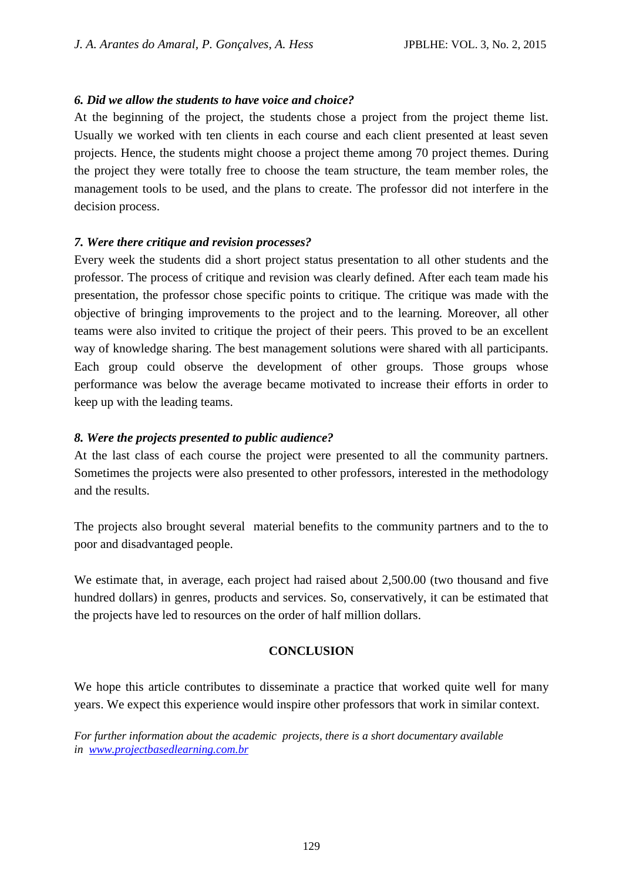### *6. Did we allow the students to have voice and choice?*

At the beginning of the project, the students chose a project from the project theme list. Usually we worked with ten clients in each course and each client presented at least seven projects. Hence, the students might choose a project theme among 70 project themes. During the project they were totally free to choose the team structure, the team member roles, the management tools to be used, and the plans to create. The professor did not interfere in the decision process.

### *7. Were there critique and revision processes?*

Every week the students did a short project status presentation to all other students and the professor. The process of critique and revision was clearly defined. After each team made his presentation, the professor chose specific points to critique. The critique was made with the objective of bringing improvements to the project and to the learning. Moreover, all other teams were also invited to critique the project of their peers. This proved to be an excellent way of knowledge sharing. The best management solutions were shared with all participants. Each group could observe the development of other groups. Those groups whose performance was below the average became motivated to increase their efforts in order to keep up with the leading teams.

### *8. Were the projects presented to public audience?*

At the last class of each course the project were presented to all the community partners. Sometimes the projects were also presented to other professors, interested in the methodology and the results.

The projects also brought several material benefits to the community partners and to the to poor and disadvantaged people.

We estimate that, in average, each project had raised about 2,500.00 (two thousand and five hundred dollars) in genres, products and services. So, conservatively, it can be estimated that the projects have led to resources on the order of half million dollars.

## CONCLUSION

We hope this article contributes to disseminate a practice that worked quite well for many years. We expect this experience would inspire other professors that work in similar context.

*For further information about the academic projects, there is a short documentary available in [www.projectbasedlearning.com.br](http://www.projectbasedlearning.com.br)*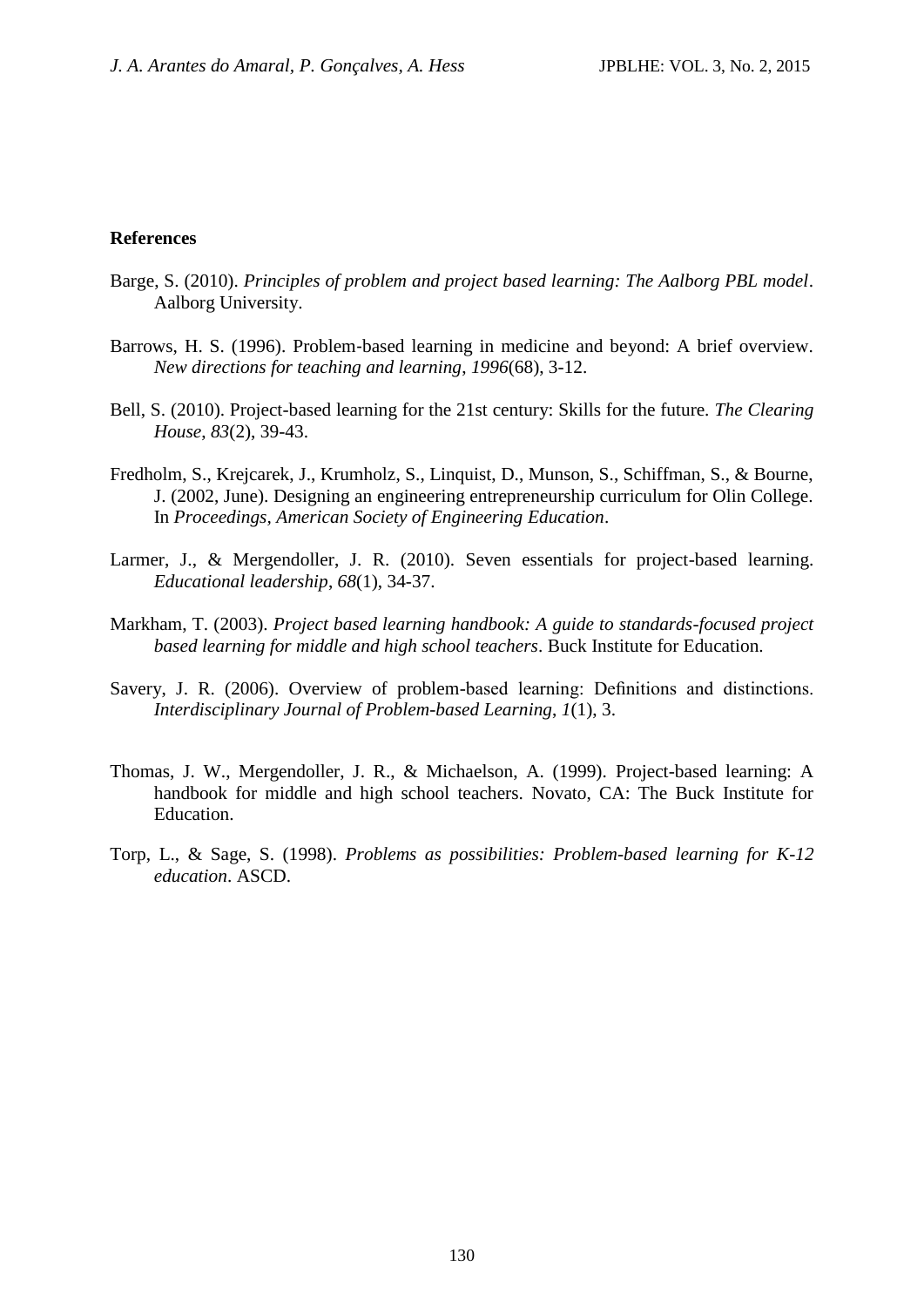**References**

Barge, S. (2010). *Principles of problem and project based learning: The Aalborg PBL model*. Aalborg University.

Barrows, H. S. (1996). Problem‐based learning in medicine and beyond: A brief overview. *New directions for teaching and learning*, *1996*(68), 3-12.

Bell, S. (2010). Project-based learning for the 21st century: Skills for the future. *The Clearing House*, *83*(2), 39-43.

Fredholm, S., Krejcarek, J., Krumholz, S., Linquist, D., Munson, S., Schiffman, S., & Bourne, J. (2002, June). Designing an engineering entrepreneurship curriculum for Olin College. In *Proceedings, American Society of Engineering Education*.

Larmer, J., & Mergendoller, J. R. (2010). Seven essentials for project-based learning. *Educational leadership*, *68*(1), 34-37.

Markham, T. (2003). *Project based learning handbook: A guide to standards-focused project based learning for middle and high school teachers*. Buck Institute for Education.

Savery, J. R. (2006). Overview of problem-based learning: Definitions and distinctions. *Interdisciplinary Journal of Problem-based Learning*, *1*(1), 3.

Thomas, J. W., Mergendoller, J. R., & Michaelson, A. (1999). Project-based learning: A handbook for middle and high school teachers. Novato, CA: The Buck Institute for Education.

Torp, L., & Sage, S. (1998). *Problems as possibilities: Problem-based learning for K-12 education*. ASCD.